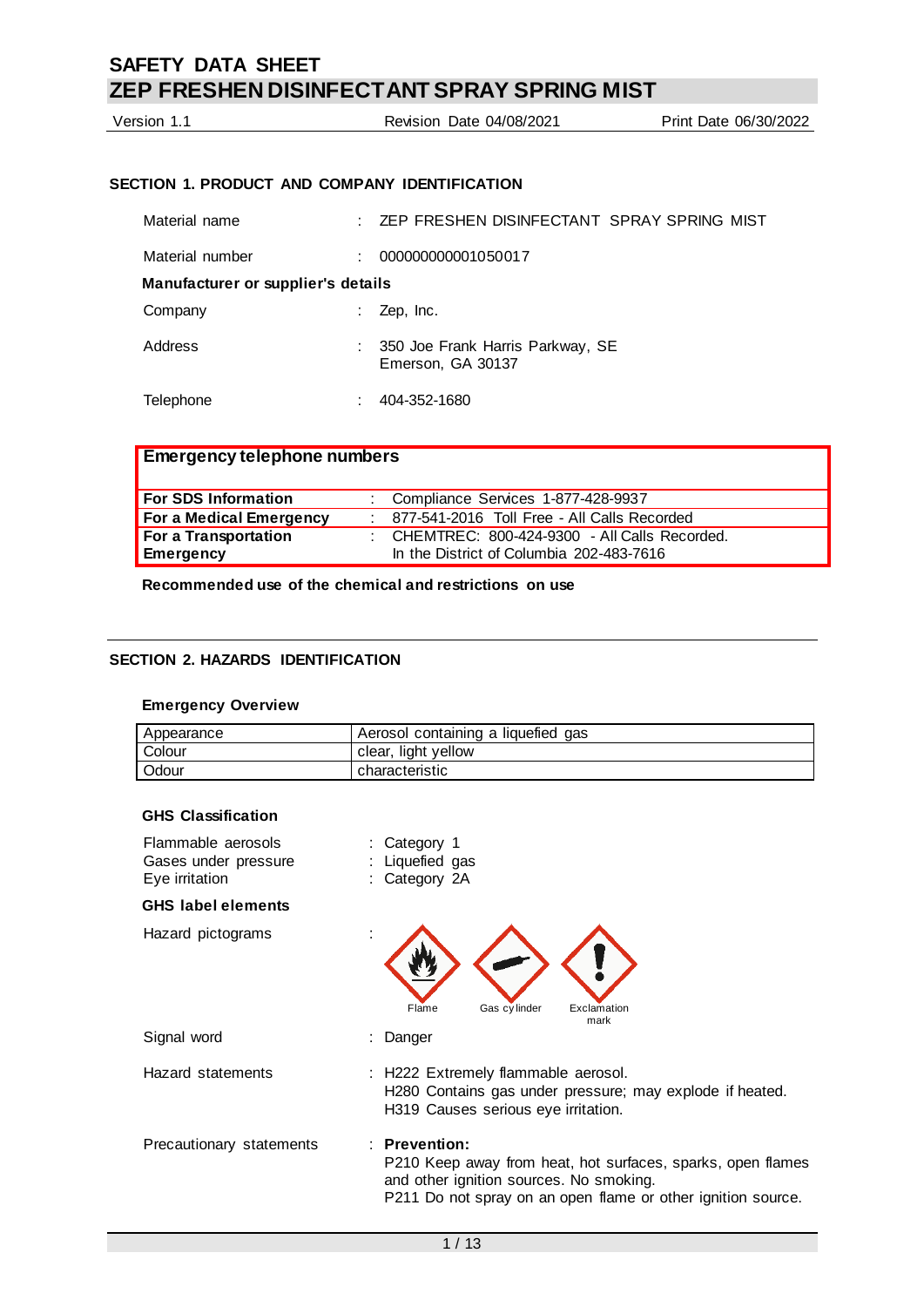# SAFETY DATA SHEET

## ZEP FRESHEN DISINFECTANT SPRAY SPRING MIST

Version 1.1 | Revision Date 04/08/2021 | Print Date 06/30/2022

### SECTION 1. PRODUCT AND COMPANY IDENTIFICATION

Material name : ZEP FRESHEN DISINFECTANT SPRAY SPRING MIST

Material number : 000000000001050017

**Manufacturer or supplier's details**

Company : Zep, Inc.

Address : 350 Joe Frank Harris Parkway, SE
Emerson, GA 30137

Telephone : 404-352-1680

| **Emergency telephone numbers** | |
|---|---|
| **For SDS Information** | : Compliance Services 1-877-428-9937 |
| **For a Medical Emergency** | : 877-541-2016 Toll Free - All Calls Recorded |
| **For a Transportation Emergency** | : CHEMTREC: 800-424-9300 - All Calls Recorded. In the District of Columbia 202-483-7616 |

**Recommended use of the chemical and restrictions on use**

### SECTION 2. HAZARDS IDENTIFICATION

**Emergency Overview**

| | |
|---|---|
| Appearance | Aerosol containing a liquefied gas |
| Colour | clear, light yellow |
| Odour | characteristic |

**GHS Classification**

Flammable aerosols : Category 1
Gases under pressure : Liquefied gas
Eye irritation : Category 2A

**GHS label elements**

Hazard pictograms :

Flame, Gas cylinder, Exclamation mark

Signal word : Danger

Hazard statements : H222 Extremely flammable aerosol.
H280 Contains gas under pressure; may explode if heated.
H319 Causes serious eye irritation.

Precautionary statements : **Prevention:**
P210 Keep away from heat, hot surfaces, sparks, open flames and other ignition sources. No smoking.
P211 Do not spray on an open flame or other ignition source.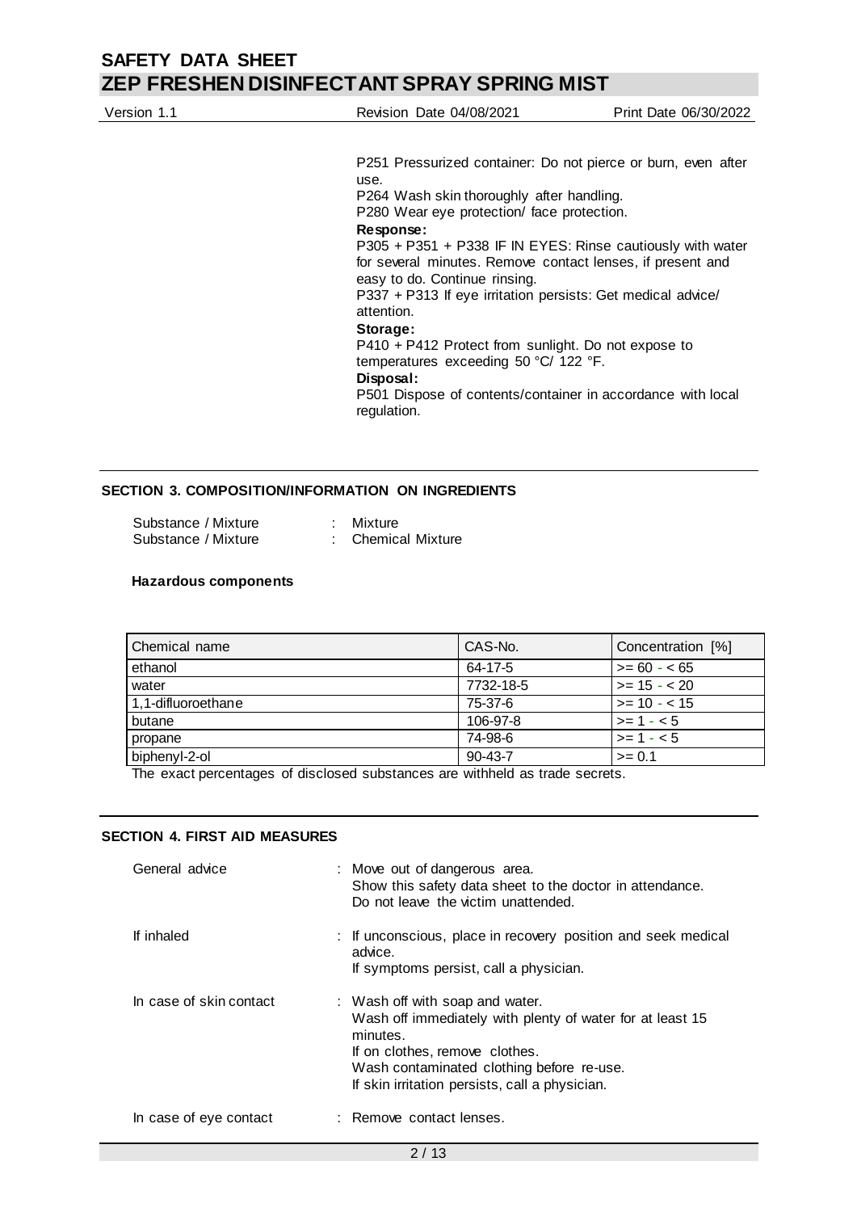P251 Pressurized container: Do not pierce or burn, even after use.
P264 Wash skin thoroughly after handling.
P280 Wear eye protection/ face protection.

**Response:**

P305 + P351 + P338 IF IN EYES: Rinse cautiously with water for several minutes. Remove contact lenses, if present and easy to do. Continue rinsing.
P337 + P313 If eye irritation persists: Get medical advice/ attention.

**Storage:**

P410 + P412 Protect from sunlight. Do not expose to temperatures exceeding 50 °C/ 122 °F.

**Disposal:**

P501 Dispose of contents/container in accordance with local regulation.

## SECTION 3. COMPOSITION/INFORMATION ON INGREDIENTS

Substance / Mixture : Mixture
Substance / Mixture : Chemical Mixture

**Hazardous components**

| Chemical name | CAS-No. | Concentration [%] |
|---|---|---|
| ethanol | 64-17-5 | >= 60 - < 65 |
| water | 7732-18-5 | >= 15 - < 20 |
| 1,1-difluoroethane | 75-37-6 | >= 10 - < 15 |
| butane | 106-97-8 | >= 1 - < 5 |
| propane | 74-98-6 | >= 1 - < 5 |
| biphenyl-2-ol | 90-43-7 | >= 0.1 |

The exact percentages of disclosed substances are withheld as trade secrets.

## SECTION 4. FIRST AID MEASURES

General advice : Move out of dangerous area.
Show this safety data sheet to the doctor in attendance.
Do not leave the victim unattended.

If inhaled : If unconscious, place in recovery position and seek medical advice.
If symptoms persist, call a physician.

In case of skin contact : Wash off with soap and water.
Wash off immediately with plenty of water for at least 15 minutes.
If on clothes, remove clothes.
Wash contaminated clothing before re-use.
If skin irritation persists, call a physician.

In case of eye contact : Remove contact lenses.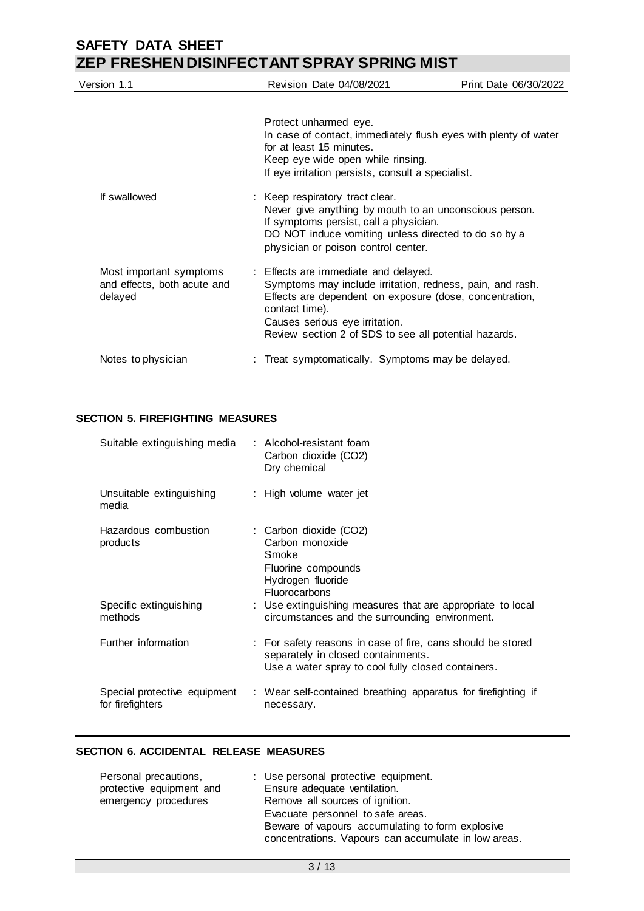| | |
|---|---|
| | Protect unharmed eye.<br>In case of contact, immediately flush eyes with plenty of water for at least 15 minutes.<br>Keep eye wide open while rinsing.<br>If eye irritation persists, consult a specialist. |
| If swallowed | : Keep respiratory tract clear.<br>Never give anything by mouth to an unconscious person.<br>If symptoms persist, call a physician.<br>DO NOT induce vomiting unless directed to do so by a physician or poison control center. |
| Most important symptoms and effects, both acute and delayed | : Effects are immediate and delayed.<br>Symptoms may include irritation, redness, pain, and rash.<br>Effects are dependent on exposure (dose, concentration, contact time).<br>Causes serious eye irritation.<br>Review section 2 of SDS to see all potential hazards. |
| Notes to physician | : Treat symptomatically. Symptoms may be delayed. |

## SECTION 5. FIREFIGHTING MEASURES

| | |
|---|---|
| Suitable extinguishing media | : Alcohol-resistant foam<br>Carbon dioxide ($CO_2$)<br>Dry chemical |
| Unsuitable extinguishing media | : High volume water jet |
| Hazardous combustion products | : Carbon dioxide ($CO_2$)<br>Carbon monoxide<br>Smoke<br>Fluorine compounds<br>Hydrogen fluoride<br>Fluorocarbons |
| Specific extinguishing methods | : Use extinguishing measures that are appropriate to local circumstances and the surrounding environment. |
| Further information | : For safety reasons in case of fire, cans should be stored separately in closed containments.<br>Use a water spray to cool fully closed containers. |
| Special protective equipment for firefighters | : Wear self-contained breathing apparatus for firefighting if necessary. |

## SECTION 6. ACCIDENTAL RELEASE MEASURES

| | |
|---|---|
| Personal precautions, protective equipment and emergency procedures | : Use personal protective equipment.<br>Ensure adequate ventilation.<br>Remove all sources of ignition.<br>Evacuate personnel to safe areas.<br>Beware of vapours accumulating to form explosive concentrations. Vapours can accumulate in low areas. |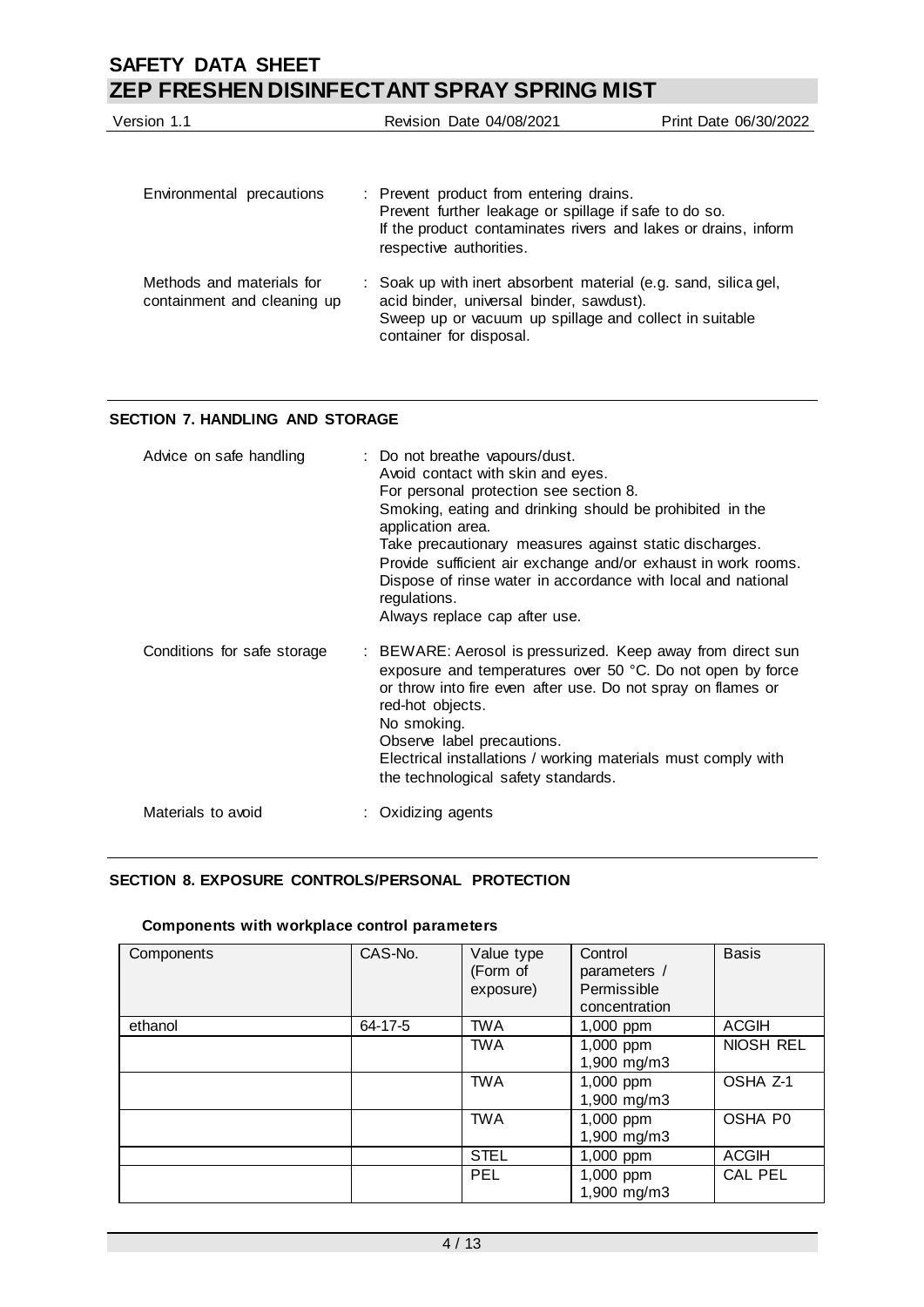| | |
|---|---|
| Environmental precautions | : Prevent product from entering drains.<br>Prevent further leakage or spillage if safe to do so.<br>If the product contaminates rivers and lakes or drains, inform respective authorities. |
| Methods and materials for containment and cleaning up | : Soak up with inert absorbent material (e.g. sand, silica gel, acid binder, universal binder, sawdust).<br>Sweep up or vacuum up spillage and collect in suitable container for disposal. |

## SECTION 7. HANDLING AND STORAGE

| | |
|---|---|
| Advice on safe handling | : Do not breathe vapours/dust.<br>Avoid contact with skin and eyes.<br>For personal protection see section 8.<br>Smoking, eating and drinking should be prohibited in the application area.<br>Take precautionary measures against static discharges.<br>Provide sufficient air exchange and/or exhaust in work rooms.<br>Dispose of rinse water in accordance with local and national regulations.<br>Always replace cap after use. |
| Conditions for safe storage | : BEWARE: Aerosol is pressurized. Keep away from direct sun exposure and temperatures over 50 °C. Do not open by force or throw into fire even after use. Do not spray on flames or red-hot objects.<br>No smoking.<br>Observe label precautions.<br>Electrical installations / working materials must comply with the technological safety standards. |
| Materials to avoid | : Oxidizing agents |

## SECTION 8. EXPOSURE CONTROLS/PERSONAL PROTECTION

**Components with workplace control parameters**

| Components | CAS-No. | Value type (Form of exposure) | Control parameters / Permissible concentration | Basis |
|---|---|---|---|---|
| ethanol | 64-17-5 | TWA | 1,000 ppm | ACGIH |
| | | TWA | 1,000 ppm<br>1,900 mg/m3 | NIOSH REL |
| | | TWA | 1,000 ppm<br>1,900 mg/m3 | OSHA Z-1 |
| | | TWA | 1,000 ppm<br>1,900 mg/m3 | OSHA P0 |
| | | STEL | 1,000 ppm | ACGIH |
| | | PEL | 1,000 ppm<br>1,900 mg/m3 | CAL PEL |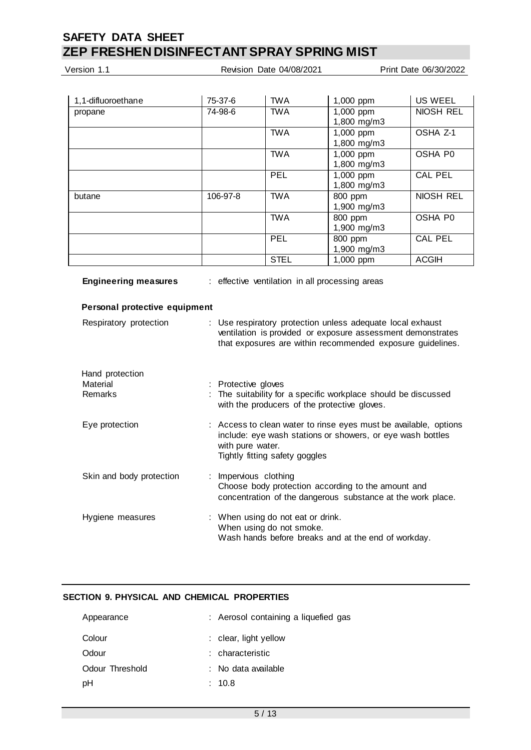| 1,1-difluoroethane | 75-37-6 | TWA | 1,000 ppm | US WEEL |
|---|---|---|---|---|
| propane | 74-98-6 | TWA | 1,000 ppm<br>1,800 mg/m3 | NIOSH REL |
| | | TWA | 1,000 ppm<br>1,800 mg/m3 | OSHA Z-1 |
| | | TWA | 1,000 ppm<br>1,800 mg/m3 | OSHA P0 |
| | | PEL | 1,000 ppm<br>1,800 mg/m3 | CAL PEL |
| butane | 106-97-8 | TWA | 800 ppm<br>1,900 mg/m3 | NIOSH REL |
| | | TWA | 800 ppm<br>1,900 mg/m3 | OSHA P0 |
| | | PEL | 800 ppm<br>1,900 mg/m3 | CAL PEL |
| | | STEL | 1,000 ppm | ACGIH |

**Engineering measures** : effective ventilation in all processing areas

**Personal protective equipment**

Respiratory protection : Use respiratory protection unless adequate local exhaust ventilation is provided or exposure assessment demonstrates that exposures are within recommended exposure guidelines.

Hand protection

Material : Protective gloves

Remarks : The suitability for a specific workplace should be discussed with the producers of the protective gloves.

Eye protection : Access to clean water to rinse eyes must be available, options include: eye wash stations or showers, or eye wash bottles with pure water.
Tightly fitting safety goggles

Skin and body protection : Impervious clothing
Choose body protection according to the amount and concentration of the dangerous substance at the work place.

Hygiene measures : When using do not eat or drink.
When using do not smoke.
Wash hands before breaks and at the end of workday.

## SECTION 9. PHYSICAL AND CHEMICAL PROPERTIES

Appearance : Aerosol containing a liquefied gas

Colour : clear, light yellow

Odour : characteristic

Odour Threshold : No data available

pH : 10.8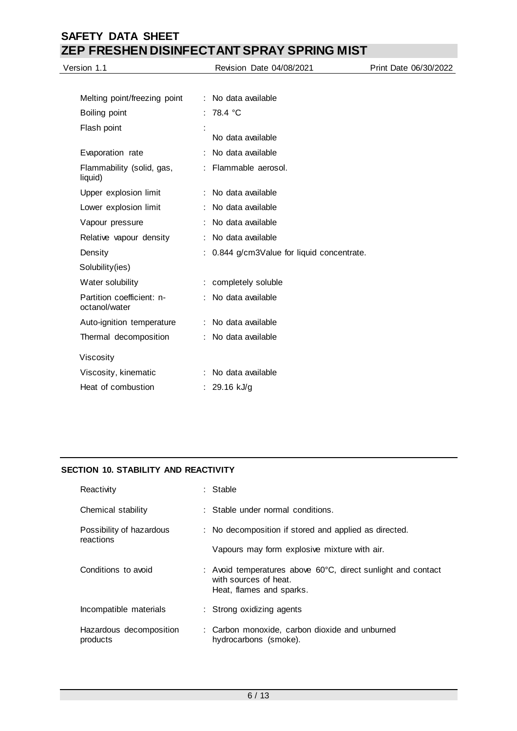| | | |
|---|---|---|
| Melting point/freezing point | : | No data available |
| Boiling point | : | 78.4 °C |
| Flash point | : | No data available |
| Evaporation rate | : | No data available |
| Flammability (solid, gas, liquid) | : | Flammable aerosol. |
| Upper explosion limit | : | No data available |
| Lower explosion limit | : | No data available |
| Vapour pressure | : | No data available |
| Relative vapour density | : | No data available |
| Density | : | 0.844 g/cm3Value for liquid concentrate. |
| Solubility(ies) | | |
| Water solubility | : | completely soluble |
| Partition coefficient: n-octanol/water | : | No data available |
| Auto-ignition temperature | : | No data available |
| Thermal decomposition | : | No data available |
| Viscosity | | |
| Viscosity, kinematic | : | No data available |
| Heat of combustion | : | 29.16 kJ/g |

## SECTION 10. STABILITY AND REACTIVITY

| | | |
|---|---|---|
| Reactivity | : | Stable |
| Chemical stability | : | Stable under normal conditions. |
| Possibility of hazardous reactions | : | No decomposition if stored and applied as directed.<br><br>Vapours may form explosive mixture with air. |
| Conditions to avoid | : | Avoid temperatures above 60°C, direct sunlight and contact with sources of heat.<br>Heat, flames and sparks. |
| Incompatible materials | : | Strong oxidizing agents |
| Hazardous decomposition products | : | Carbon monoxide, carbon dioxide and unburned hydrocarbons (smoke). |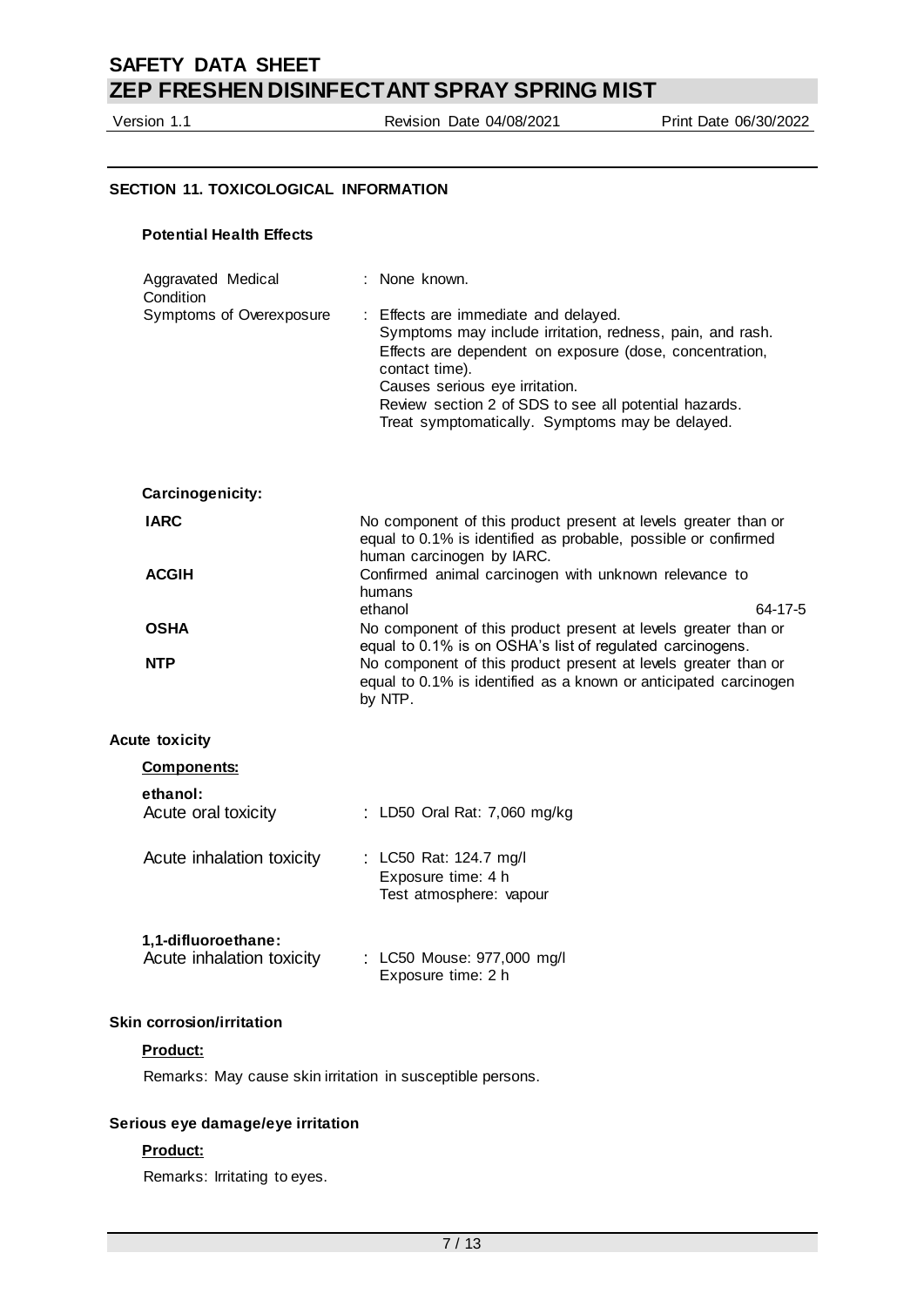## SECTION 11. TOXICOLOGICAL INFORMATION

### Potential Health Effects

| | |
|---|---|
| Aggravated Medical Condition | : None known. |
| Symptoms of Overexposure | : Effects are immediate and delayed.<br>Symptoms may include irritation, redness, pain, and rash.<br>Effects are dependent on exposure (dose, concentration, contact time).<br>Causes serious eye irritation.<br>Review section 2 of SDS to see all potential hazards.<br>Treat symptomatically. Symptoms may be delayed. |

### Carcinogenicity:

| | | |
|---|---|---|
| **IARC** | No component of this product present at levels greater than or equal to 0.1% is identified as probable, possible or confirmed human carcinogen by IARC. | |
| **ACGIH** | Confirmed animal carcinogen with unknown relevance to humans | |
| | ethanol | 64-17-5 |
| **OSHA** | No component of this product present at levels greater than or equal to 0.1% is on OSHA's list of regulated carcinogens. | |
| **NTP** | No component of this product present at levels greater than or equal to 0.1% is identified as a known or anticipated carcinogen by NTP. | |

### Acute toxicity

**Components:**

**ethanol:**

| | |
|---|---|
| Acute oral toxicity | : LD50 Oral Rat: 7,060 mg/kg |
| Acute inhalation toxicity | : LC50 Rat: 124.7 mg/l<br>Exposure time: 4 h<br>Test atmosphere: vapour |

**1,1-difluoroethane:**

| | |
|---|---|
| Acute inhalation toxicity | : LC50 Mouse: 977,000 mg/l<br>Exposure time: 2 h |

### Skin corrosion/irritation

**Product:**

Remarks: May cause skin irritation in susceptible persons.

### Serious eye damage/eye irritation

**Product:**

Remarks: Irritating to eyes.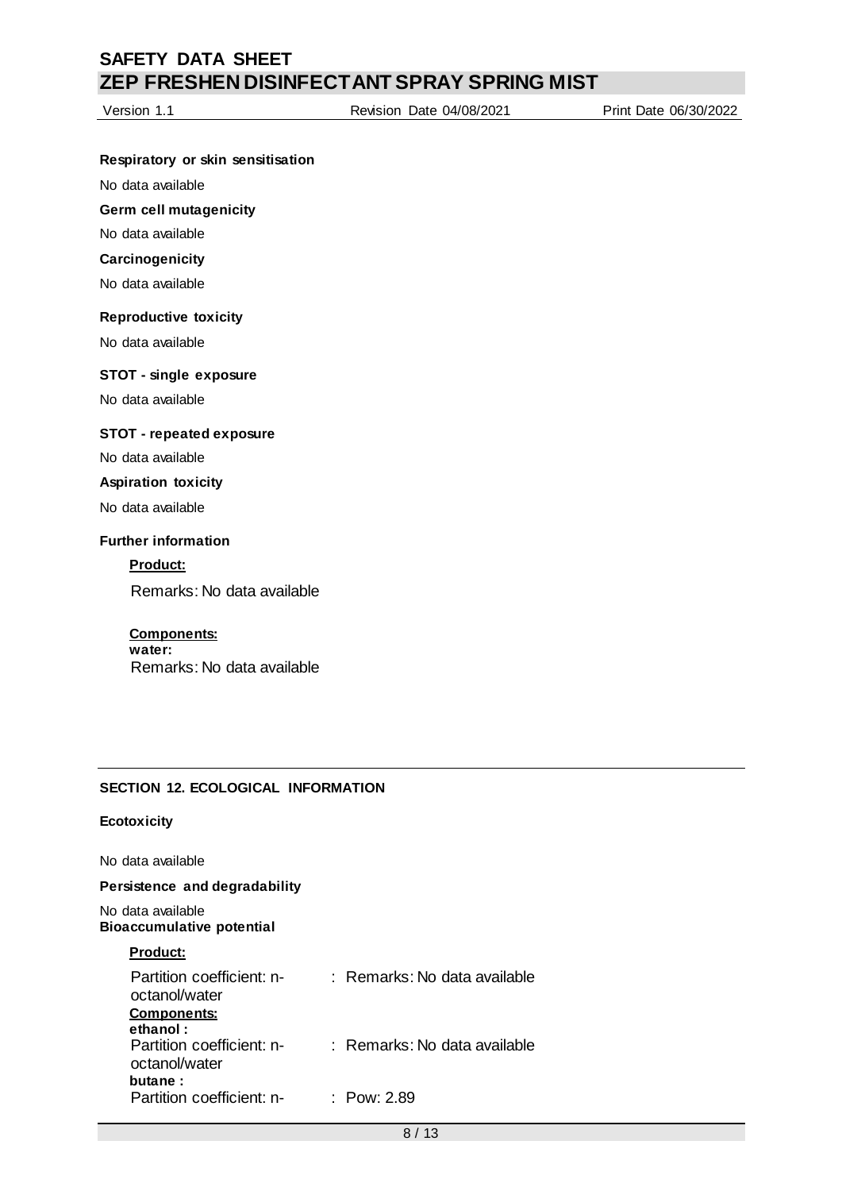**Respiratory or skin sensitisation**

No data available

**Germ cell mutagenicity**

No data available

**Carcinogenicity**

No data available

**Reproductive toxicity**

No data available

**STOT - single exposure**

No data available

**STOT - repeated exposure**

No data available

**Aspiration toxicity**

No data available

**Further information**

**Product:**

Remarks: No data available

**Components:**

**water:**

Remarks: No data available

## SECTION 12. ECOLOGICAL INFORMATION

**Ecotoxicity**

No data available

**Persistence and degradability**

No data available

**Bioaccumulative potential**

**Product:**

Partition coefficient: n-octanol/water : Remarks: No data available

**Components:**

**ethanol :**

Partition coefficient: n-octanol/water : Remarks: No data available

**butane :**

Partition coefficient: n- : Pow: 2.89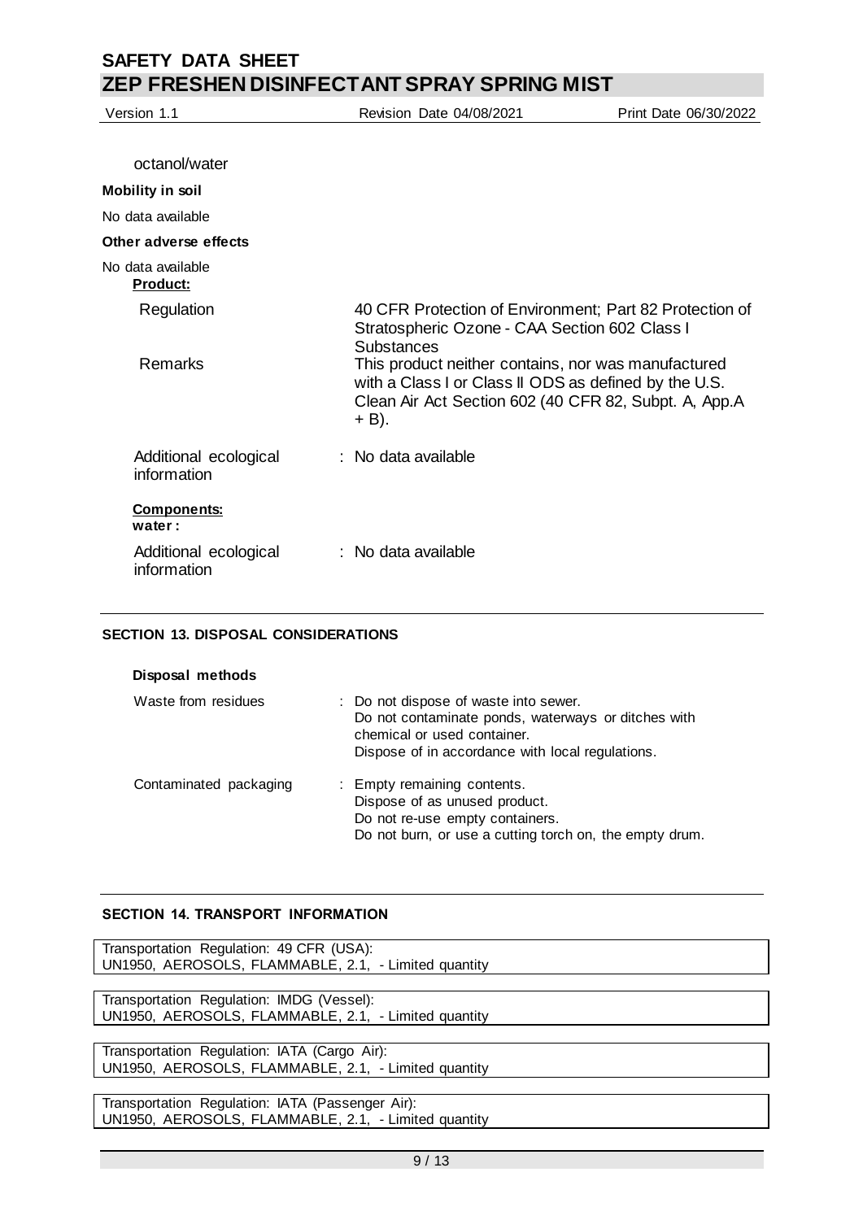octanol/water

**Mobility in soil**

No data available

**Other adverse effects**

No data available

**Product:**

| | |
|---|---|
| Regulation | 40 CFR Protection of Environment; Part 82 Protection of Stratospheric Ozone - CAA Section 602 Class I Substances |
| Remarks | This product neither contains, nor was manufactured with a Class I or Class II ODS as defined by the U.S. Clean Air Act Section 602 (40 CFR 82, Subpt. A, App.A + B). |
| Additional ecological information | : No data available |

**Components:**

**water :**

| | |
|---|---|
| Additional ecological information | : No data available |

## SECTION 13. DISPOSAL CONSIDERATIONS

**Disposal methods**

| | |
|---|---|
| Waste from residues | : Do not dispose of waste into sewer.<br>Do not contaminate ponds, waterways or ditches with chemical or used container.<br>Dispose of in accordance with local regulations. |
| Contaminated packaging | : Empty remaining contents.<br>Dispose of as unused product.<br>Do not re-use empty containers.<br>Do not burn, or use a cutting torch on, the empty drum. |

## SECTION 14. TRANSPORT INFORMATION

Transportation Regulation: 49 CFR (USA):
UN1950, AEROSOLS, FLAMMABLE, 2.1, - Limited quantity

Transportation Regulation: IMDG (Vessel):
UN1950, AEROSOLS, FLAMMABLE, 2.1, - Limited quantity

Transportation Regulation: IATA (Cargo Air):
UN1950, AEROSOLS, FLAMMABLE, 2.1, - Limited quantity

Transportation Regulation: IATA (Passenger Air):
UN1950, AEROSOLS, FLAMMABLE, 2.1, - Limited quantity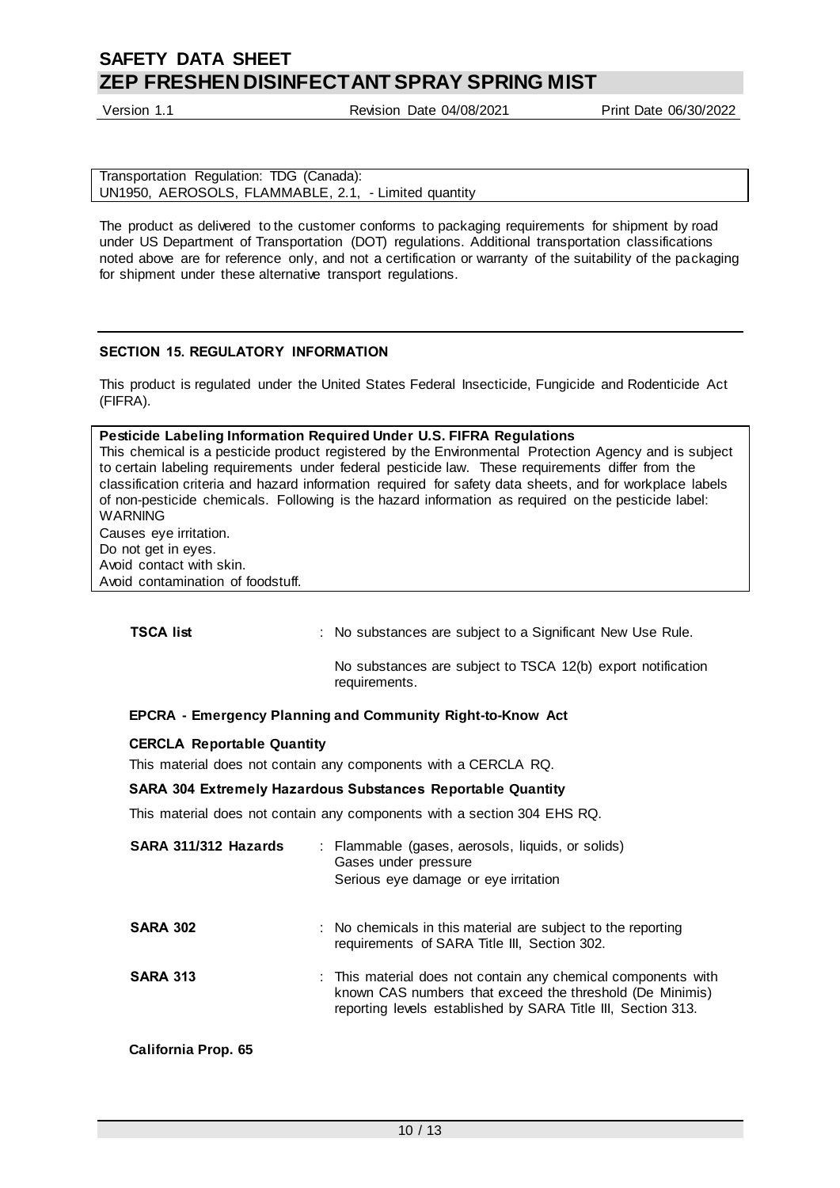Transportation Regulation: TDG (Canada):
UN1950, AEROSOLS, FLAMMABLE, 2.1, - Limited quantity

The product as delivered to the customer conforms to packaging requirements for shipment by road under US Department of Transportation (DOT) regulations. Additional transportation classifications noted above are for reference only, and not a certification or warranty of the suitability of the packaging for shipment under these alternative transport regulations.

## SECTION 15. REGULATORY INFORMATION

This product is regulated under the United States Federal Insecticide, Fungicide and Rodenticide Act (FIFRA).

**Pesticide Labeling Information Required Under U.S. FIFRA Regulations**
This chemical is a pesticide product registered by the Environmental Protection Agency and is subject to certain labeling requirements under federal pesticide law. These requirements differ from the classification criteria and hazard information required for safety data sheets, and for workplace labels of non-pesticide chemicals. Following is the hazard information as required on the pesticide label:
WARNING
Causes eye irritation.
Do not get in eyes.
Avoid contact with skin.
Avoid contamination of foodstuff.

**TSCA list** : No substances are subject to a Significant New Use Rule.

No substances are subject to TSCA 12(b) export notification requirements.

**EPCRA - Emergency Planning and Community Right-to-Know Act**

**CERCLA Reportable Quantity**

This material does not contain any components with a CERCLA RQ.

**SARA 304 Extremely Hazardous Substances Reportable Quantity**

This material does not contain any components with a section 304 EHS RQ.

**SARA 311/312 Hazards** : Flammable (gases, aerosols, liquids, or solids)
Gases under pressure
Serious eye damage or eye irritation

**SARA 302** : No chemicals in this material are subject to the reporting requirements of SARA Title III, Section 302.

**SARA 313** : This material does not contain any chemical components with known CAS numbers that exceed the threshold (De Minimis) reporting levels established by SARA Title III, Section 313.

**California Prop. 65**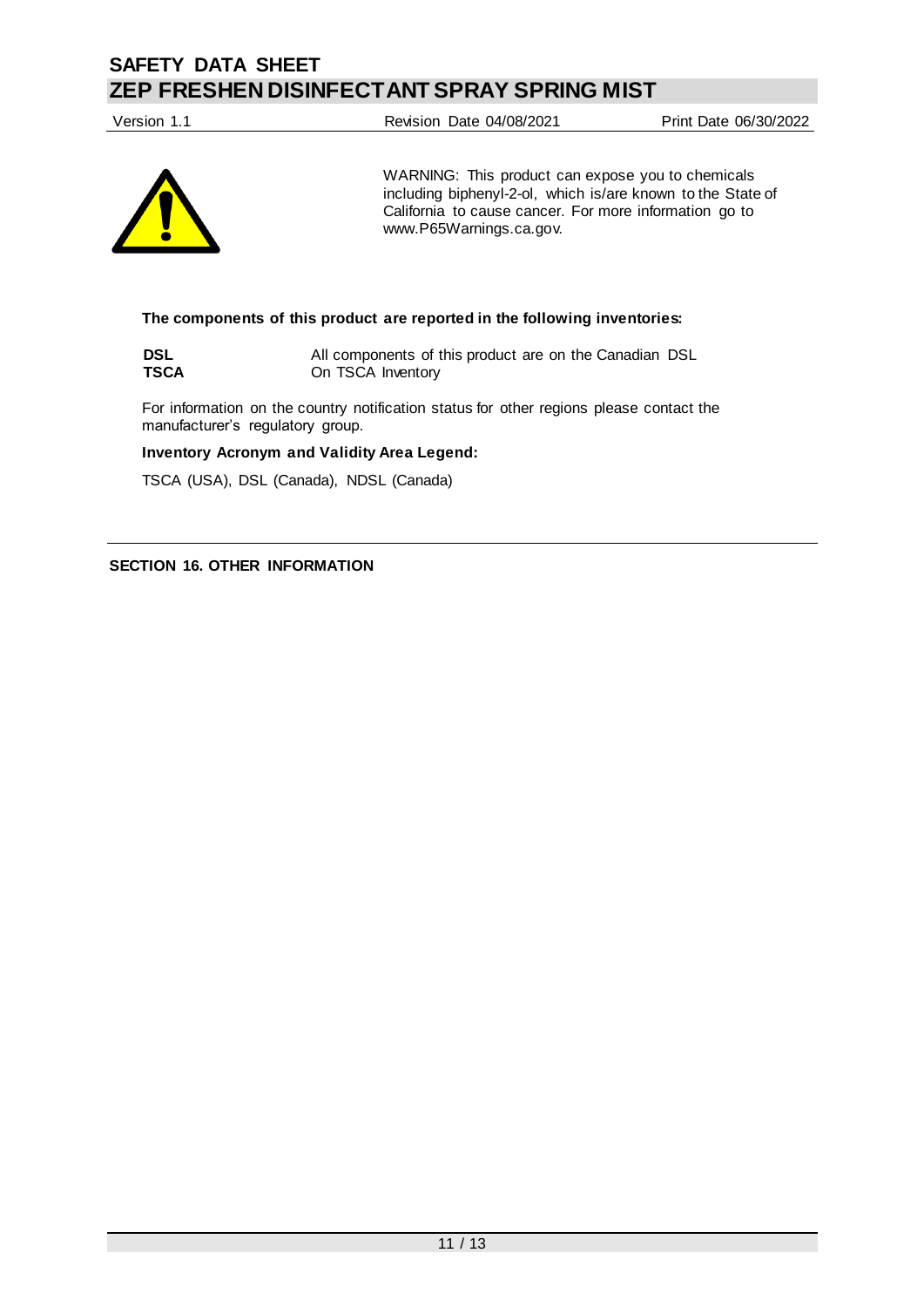WARNING: This product can expose you to chemicals including biphenyl-2-ol, which is/are known to the State of California to cause cancer. For more information go to www.P65Warnings.ca.gov.

**The components of this product are reported in the following inventories:**

| | |
|---|---|
| **DSL** | All components of this product are on the Canadian DSL |
| **TSCA** | On TSCA Inventory |

For information on the country notification status for other regions please contact the manufacturer's regulatory group.

**Inventory Acronym and Validity Area Legend:**

TSCA (USA), DSL (Canada), NDSL (Canada)

## SECTION 16. OTHER INFORMATION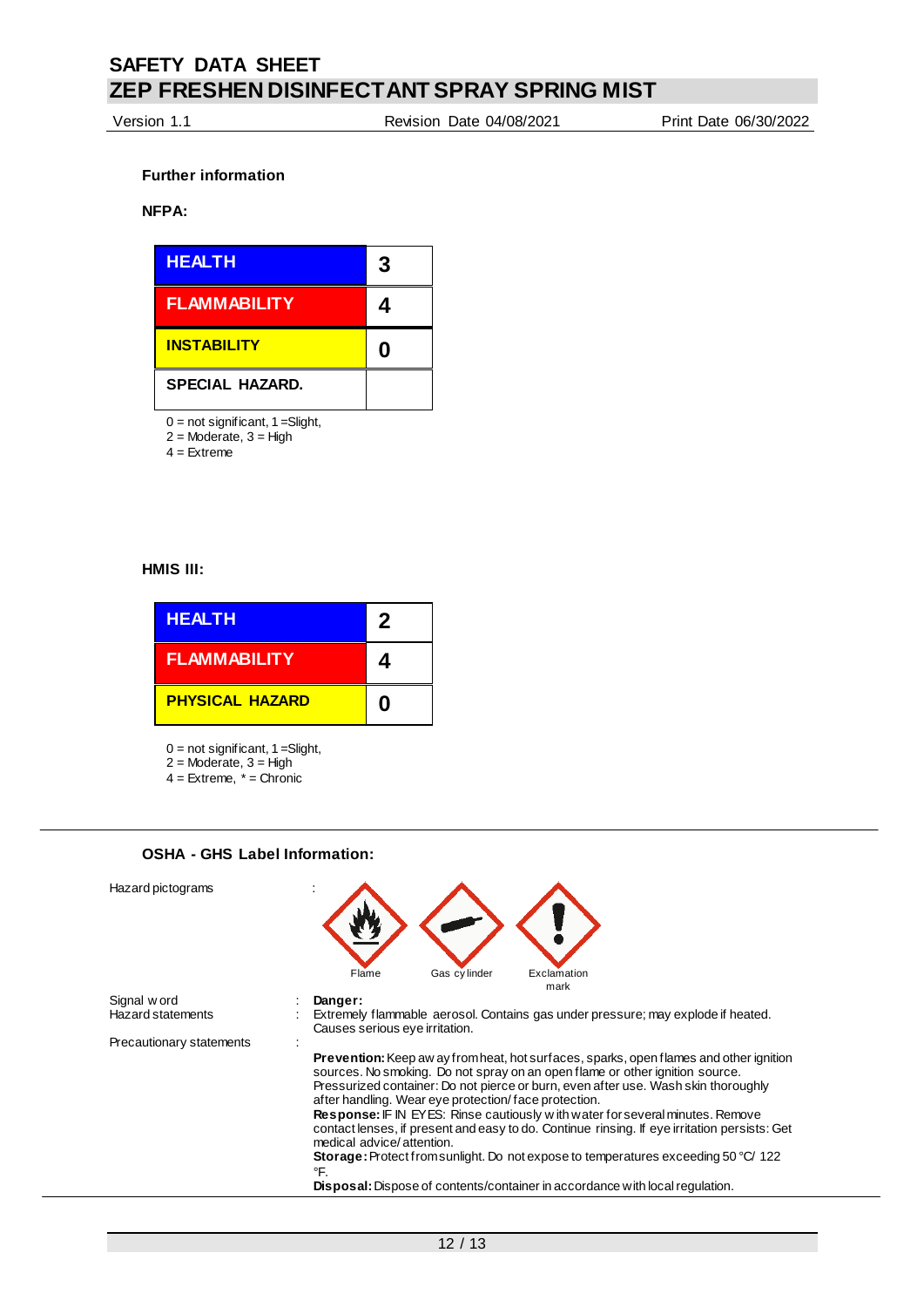**Further information**

**NFPA:**

| HEALTH | 3 |
|---|---|
| FLAMMABILITY | 4 |
| INSTABILITY | 0 |
| SPECIAL HAZARD. | |

0 = not significant, 1 =Slight,
2 = Moderate, 3 = High
4 = Extreme

**HMIS III:**

| HEALTH | 2 |
|---|---|
| FLAMMABILITY | 4 |
| PHYSICAL HAZARD | 0 |

0 = not significant, 1 =Slight,
2 = Moderate, 3 = High
4 = Extreme, * = Chronic

**OSHA - GHS Label Information:**

Hazard pictograms : Flame, Gas cylinder, Exclamation mark

Signal word : **Danger:**

Hazard statements : Extremely flammable aerosol. Contains gas under pressure; may explode if heated. Causes serious eye irritation.

Precautionary statements :

**Prevention:** Keep away from heat, hot surfaces, sparks, open flames and other ignition sources. No smoking. Do not spray on an open flame or other ignition source. Pressurized container: Do not pierce or burn, even after use. Wash skin thoroughly after handling. Wear eye protection/ face protection.
**Response:** IF IN EYES: Rinse cautiously with water for several minutes. Remove contact lenses, if present and easy to do. Continue rinsing. If eye irritation persists: Get medical advice/ attention.
**Storage:** Protect from sunlight. Do not expose to temperatures exceeding 50 °C/ 122 °F.
**Disposal:** Dispose of contents/container in accordance with local regulation.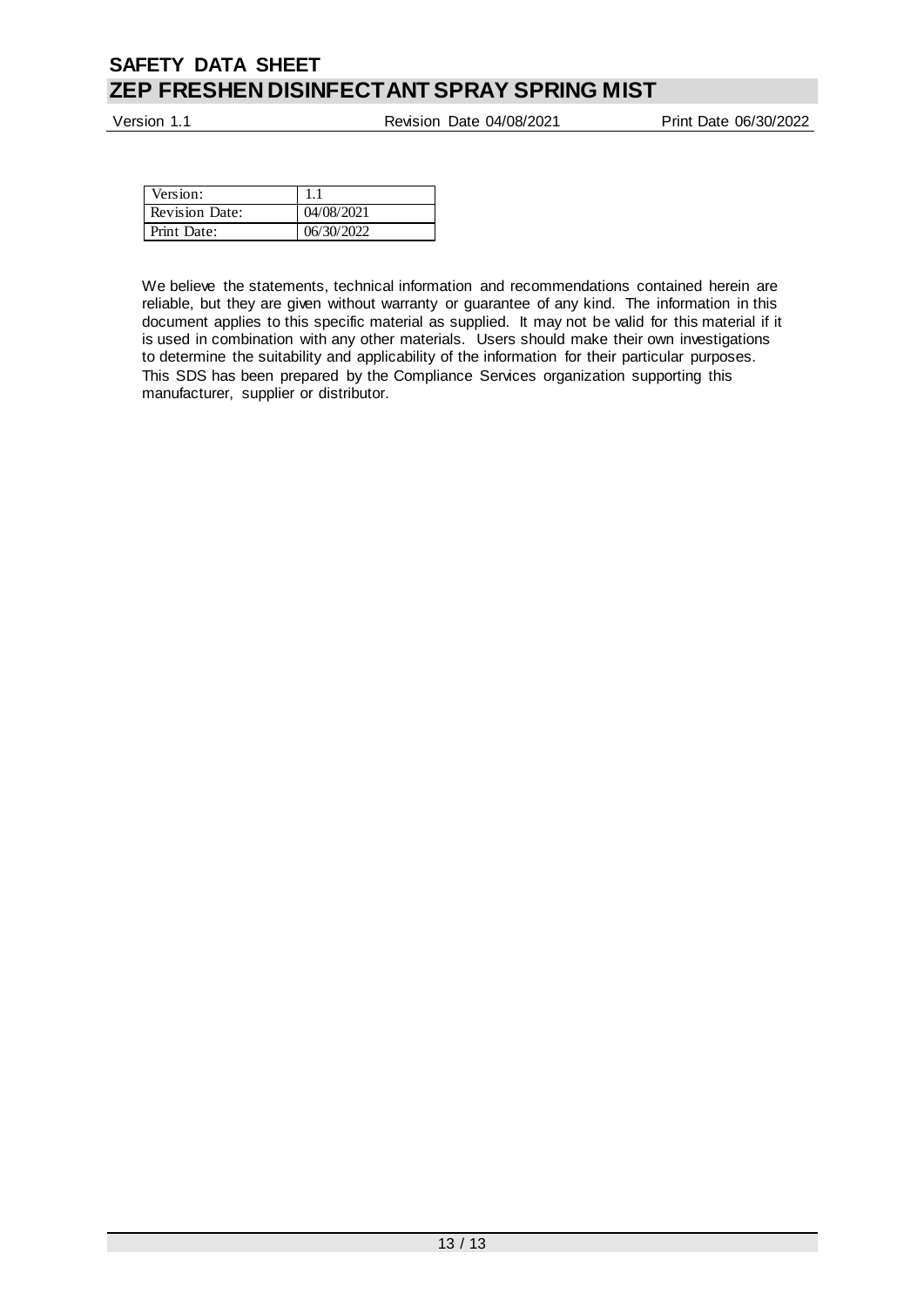| | |
|---|---|
| Version: | 1.1 |
| Revision Date: | 04/08/2021 |
| Print Date: | 06/30/2022 |

We believe the statements, technical information and recommendations contained herein are reliable, but they are given without warranty or guarantee of any kind. The information in this document applies to this specific material as supplied. It may not be valid for this material if it is used in combination with any other materials. Users should make their own investigations to determine the suitability and applicability of the information for their particular purposes. This SDS has been prepared by the Compliance Services organization supporting this manufacturer, supplier or distributor.